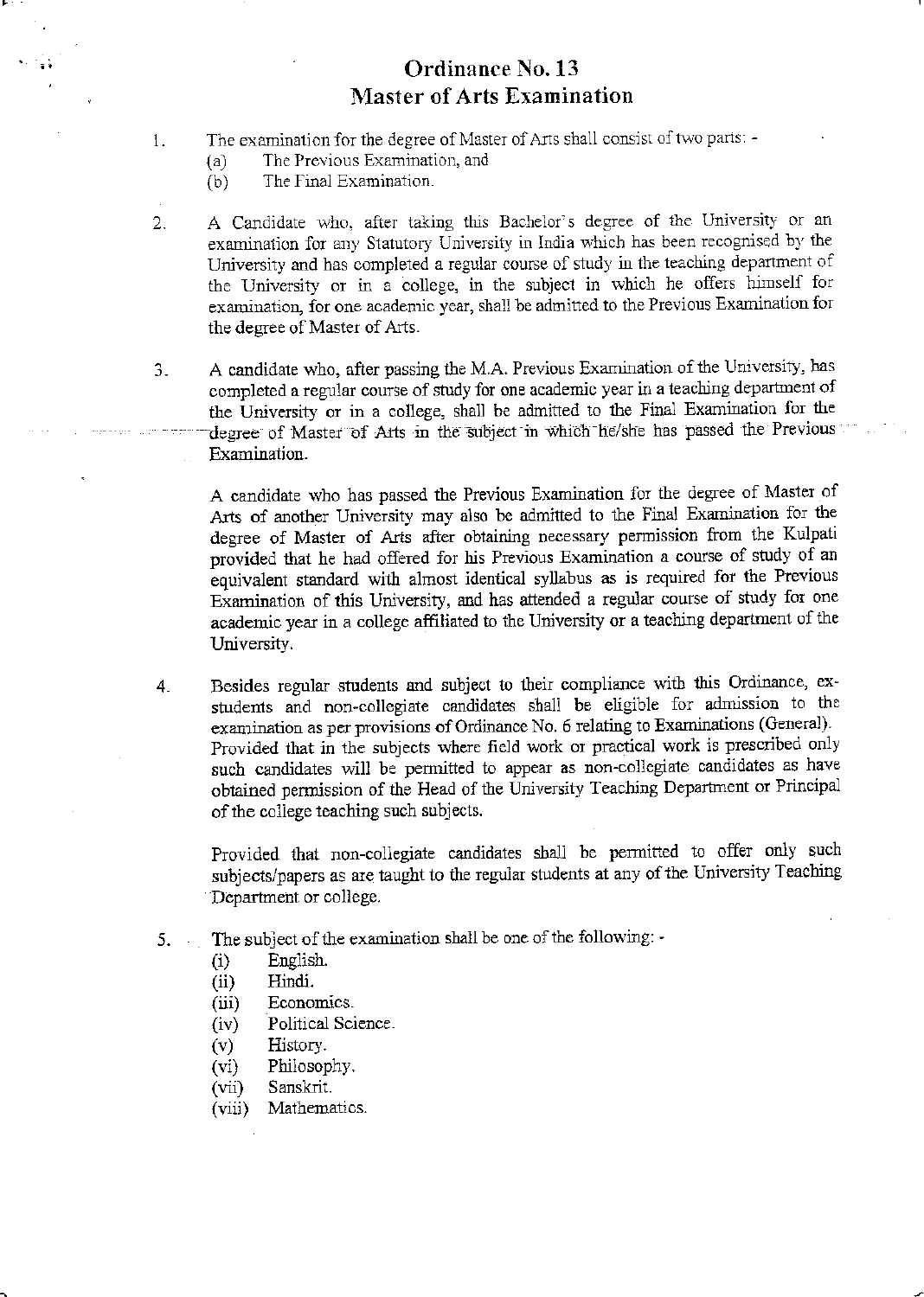# Ordinance No. 13
## Master of Arts Examination

1. The examination for the degree of Master of Arts shall consist of two parts: -
   (a) The Previous Examination, and
   (b) The Final Examination.

2. A Candidate who, after taking this Bachelor's degree of the University or an examination for any Statutory University in India which has been recognised by the University and has completed a regular course of study in the teaching department of the University or in a college, in the subject in which he offers himself for examination, for one academic year, shall be admitted to the Previous Examination for the degree of Master of Arts.

3. A candidate who, after passing the M.A. Previous Examination of the University, has completed a regular course of study for one academic year in a teaching department of the University or in a college, shall be admitted to the Final Examination for the degree of Master of Arts in the subject in which he/she has passed the Previous Examination.

   A candidate who has passed the Previous Examination for the degree of Master of Arts of another University may also be admitted to the Final Examination for the degree of Master of Arts after obtaining necessary permission from the Kulpati provided that he had offered for his Previous Examination a course of study of an equivalent standard with almost identical syllabus as is required for the Previous Examination of this University, and has attended a regular course of study for one academic year in a college affiliated to the University or a teaching department of the University.

4. Besides regular students and subject to their compliance with this Ordinance, ex-students and non-collegiate candidates shall be eligible for admission to the examination as per provisions of Ordinance No. 6 relating to Examinations (General). Provided that in the subjects where field work or practical work is prescribed only such candidates will be permitted to appear as non-collegiate candidates as have obtained permission of the Head of the University Teaching Department or Principal of the college teaching such subjects.

   Provided that non-collegiate candidates shall be permitted to offer only such subjects/papers as are taught to the regular students at any of the University Teaching Department or college.

5. The subject of the examination shall be one of the following: -
   (i) English.
   (ii) Hindi.
   (iii) Economics.
   (iv) Political Science.
   (v) History.
   (vi) Philosophy.
   (vii) Sanskrit.
   (viii) Mathematics.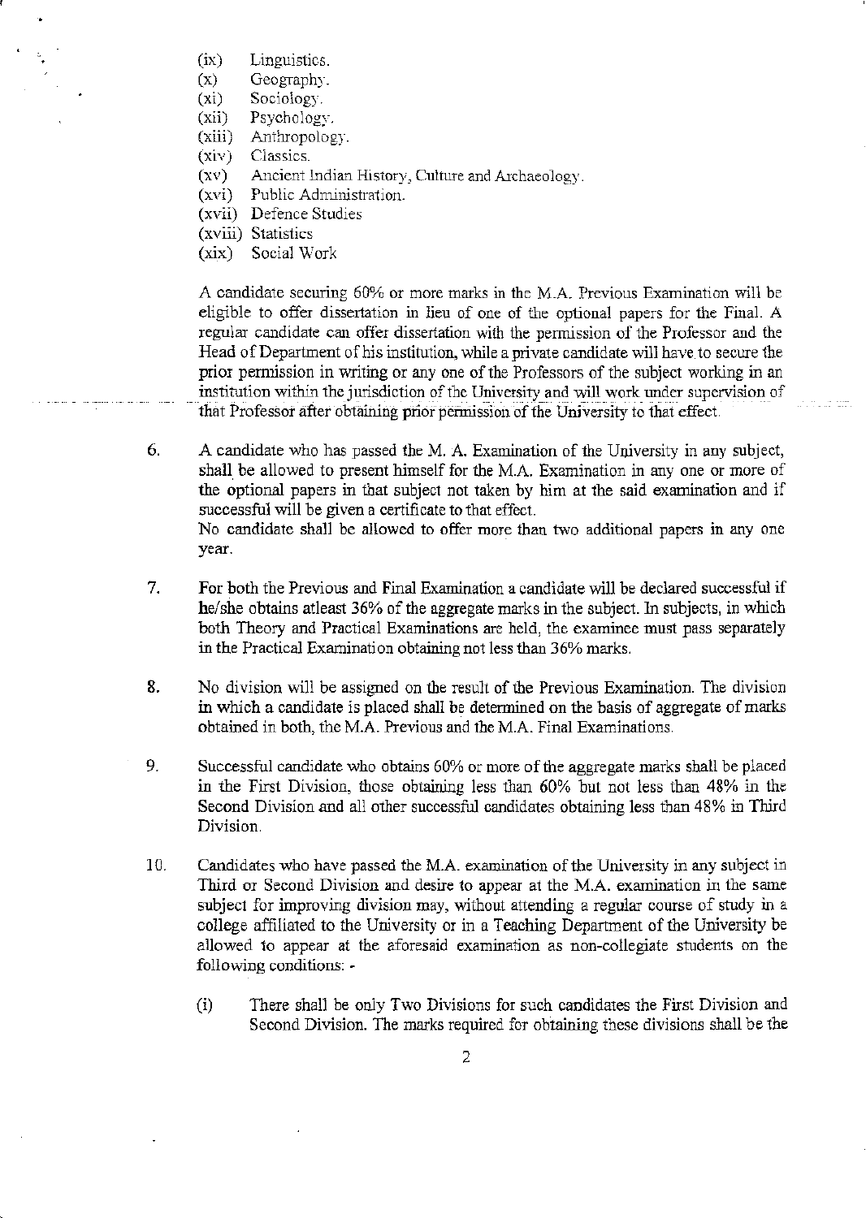- (ix) Linguistics.
- (x) Geography.
- (xi) Sociology.
- (xii) Psychology.
- (xiii) Anthropology.
- (xiv) Classics.
- (xv) Ancient Indian History, Culture and Archaeology.
- (xvi) Public Administration.
- (xvii) Defence Studies
- (xviii) Statistics
- (xix) Social Work

A candidate securing 60% or more marks in the M.A. Previous Examination will be eligible to offer dissertation in lieu of one of the optional papers for the Final. A regular candidate can offer dissertation with the permission of the Professor and the Head of Department of his institution, while a private candidate will have to secure the prior permission in writing or any one of the Professors of the subject working in an institution within the jurisdiction of the University and will work under supervision of that Professor after obtaining prior permission of the University to that effect.

6. A candidate who has passed the M. A. Examination of the University in any subject, shall be allowed to present himself for the M.A. Examination in any one or more of the optional papers in that subject not taken by him at the said examination and if successful will be given a certificate to that effect.
   No candidate shall be allowed to offer more than two additional papers in any one year.

7. For both the Previous and Final Examination a candidate will be declared successful if he/she obtains atleast 36% of the aggregate marks in the subject. In subjects, in which both Theory and Practical Examinations are held, the examinee must pass separately in the Practical Examination obtaining not less than 36% marks.

8. No division will be assigned on the result of the Previous Examination. The division in which a candidate is placed shall be determined on the basis of aggregate of marks obtained in both, the M.A. Previous and the M.A. Final Examinations.

9. Successful candidate who obtains 60% or more of the aggregate marks shall be placed in the First Division, those obtaining less than 60% but not less than 48% in the Second Division and all other successful candidates obtaining less than 48% in Third Division.

10. Candidates who have passed the M.A. examination of the University in any subject in Third or Second Division and desire to appear at the M.A. examination in the same subject for improving division may, without attending a regular course of study in a college affiliated to the University or in a Teaching Department of the University be allowed to appear at the aforesaid examination as non-collegiate students on the following conditions: -

    (i) There shall be only Two Divisions for such candidates the First Division and Second Division. The marks required for obtaining these divisions shall be the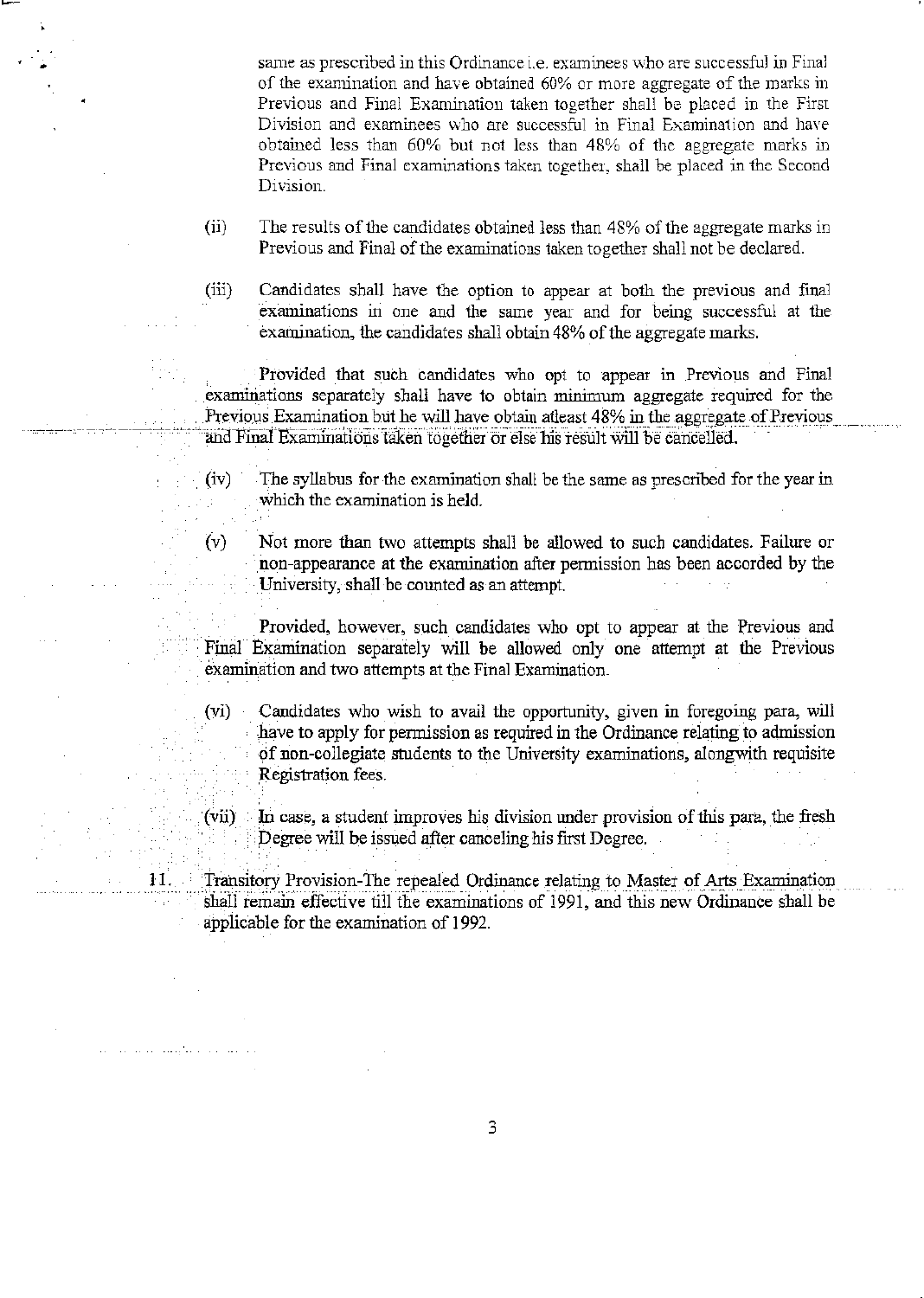same as prescribed in this Ordinance i.e. examinees who are successful in Final of the examination and have obtained 60% or more aggregate of the marks in Previous and Final Examination taken together shall be placed in the First Division and examinees who are successful in Final Examination and have obtained less than 60% but not less than 48% of the aggregate marks in Previous and Final examinations taken together, shall be placed in the Second Division.

(ii) The results of the candidates obtained less than 48% of the aggregate marks in Previous and Final of the examinations taken together shall not be declared.

(iii) Candidates shall have the option to appear at both the previous and final examinations in one and the same year and for being successful at the examination, the candidates shall obtain 48% of the aggregate marks.

Provided that such candidates who opt to appear in Previous and Final examinations separately shall have to obtain minimum aggregate required for the Previous Examination but he will have obtain atleast 48% in the aggregate of Previous and Final Examinations taken together or else his result will be cancelled.

(iv) The syllabus for the examination shall be the same as prescribed for the year in which the examination is held.

(v) Not more than two attempts shall be allowed to such candidates. Failure or non-appearance at the examination after permission has been accorded by the University, shall be counted as an attempt.

Provided, however, such candidates who opt to appear at the Previous and Final Examination separately will be allowed only one attempt at the Previous examination and two attempts at the Final Examination.

(vi) Candidates who wish to avail the opportunity, given in foregoing para, will have to apply for permission as required in the Ordinance relating to admission of non-collegiate students to the University examinations, alongwith requisite Registration fees.

(vii) In case, a student improves his division under provision of this para, the fresh Degree will be issued after canceling his first Degree.

11. Transitory Provision-The repealed Ordinance relating to Master of Arts Examination shall remain effective till the examinations of 1991, and this new Ordinance shall be applicable for the examination of 1992.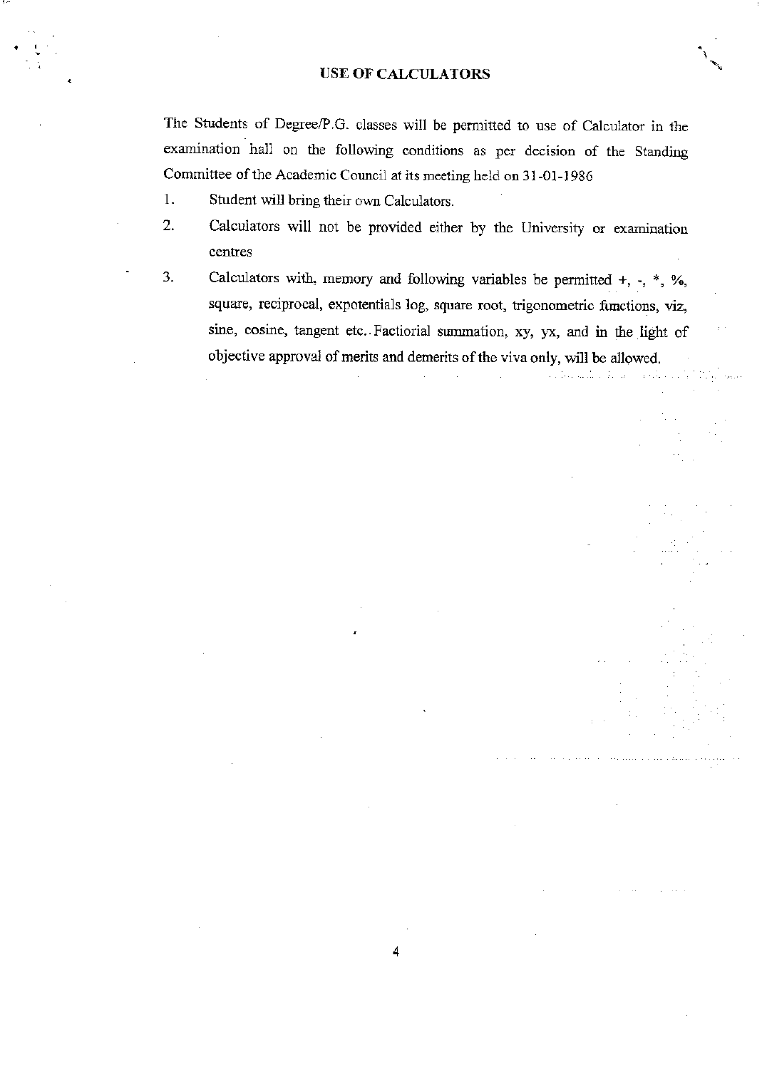# USE OF CALCULATORS

The Students of Degree/P.G. classes will be permitted to use of Calculator in the examination hall on the following conditions as per decision of the Standing Committee of the Academic Council at its meeting held on 31-01-1986

1. Student will bring their own Calculators.
2. Calculators will not be provided either by the University or examination centres
3. Calculators with, memory and following variables be permitted +, -, *, %, square, reciprocal, expotentials log, square root, trigonometric functions, viz, sine, cosine, tangent etc..Factiorial summation, xy, yx, and in the light of objective approval of merits and demerits of the viva only, will be allowed.